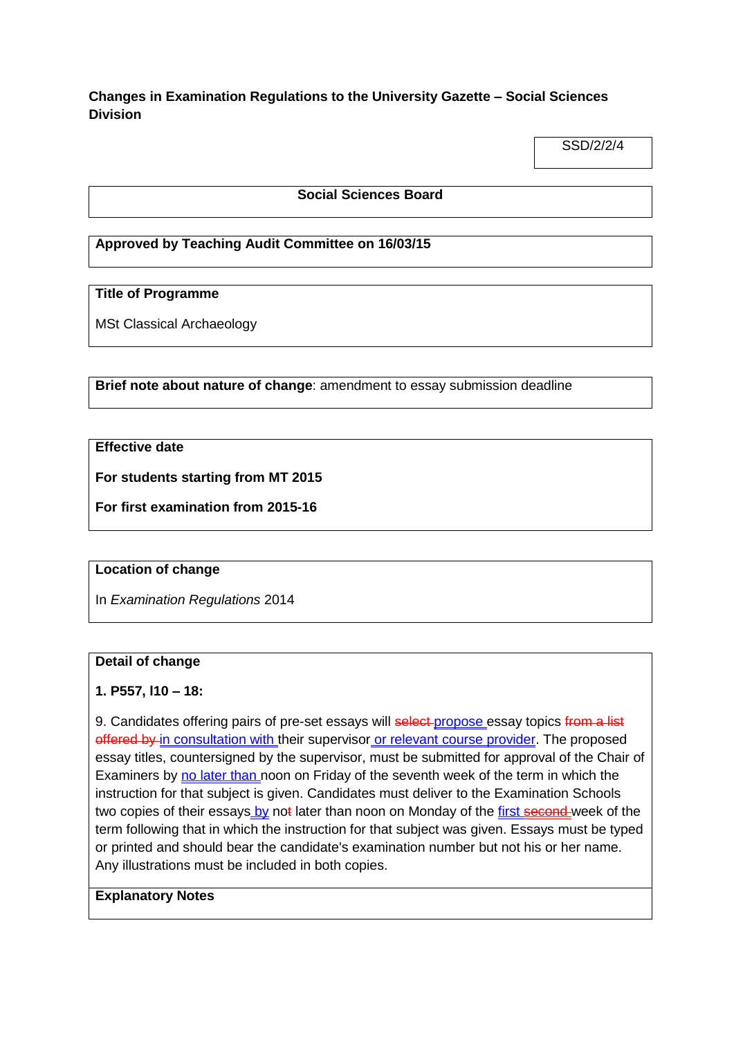**Changes in Examination Regulations to the University Gazette – Social Sciences Division**

SSD/2/2/4

**Social Sciences Board**

**Approved by Teaching Audit Committee on 16/03/15**

**Title of Programme**

MSt Classical Archaeology

**Brief note about nature of change**: amendment to essay submission deadline

**Effective date**

**For students starting from MT 2015**

**For first examination from 2015-16**

**Location of change**

In *Examination Regulations* 2014

**Detail of change**

**1. P557, l10 – 18:**

9. Candidates offering pairs of pre-set essays will ~~select~~ propose essay topics ~~from a list offered by~~ in consultation with their supervisor or relevant course provider. The proposed essay titles, countersigned by the supervisor, must be submitted for approval of the Chair of Examiners by no later than noon on Friday of the seventh week of the term in which the instruction for that subject is given. Candidates must deliver to the Examination Schools two copies of their essays by no~~t~~ later than noon on Monday of the first ~~second~~ week of the term following that in which the instruction for that subject was given. Essays must be typed or printed and should bear the candidate's examination number but not his or her name. Any illustrations must be included in both copies.

**Explanatory Notes**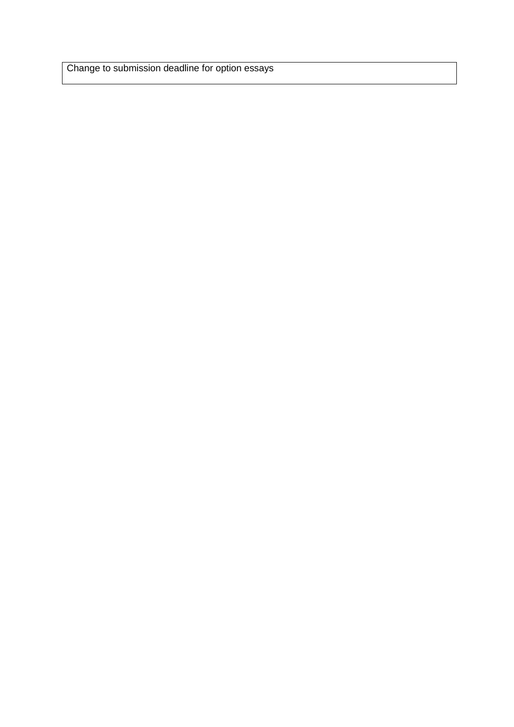| |
|---|
| Change to submission deadline for option essays |